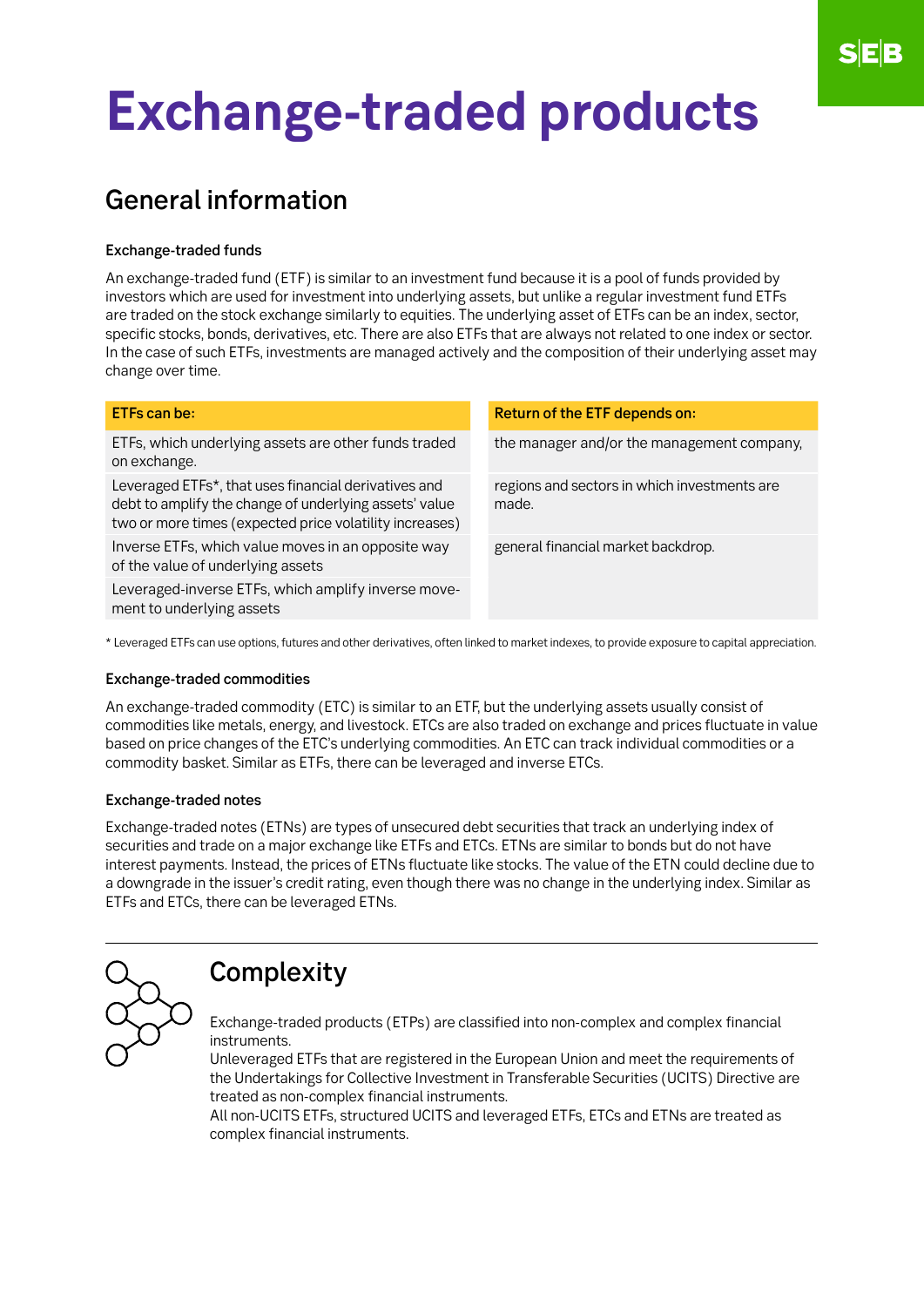# Exchange-traded products

## General information

### Exchange-traded funds

An exchange-traded fund (ETF) is similar to an investment fund because it is a pool of funds provided by investors which are used for investment into underlying assets, but unlike a regular investment fund ETFs are traded on the stock exchange similarly to equities. The underlying asset of ETFs can be an index, sector, specific stocks, bonds, derivatives, etc. There are also ETFs that are always not related to one index or sector. In the case of such ETFs, investments are managed actively and the composition of their underlying asset may change over time.

| ETFs can be: | Return of the ETF depends on: |
|---|---|
| ETFs, which underlying assets are other funds traded on exchange. | the manager and/or the management company, |
| Leveraged ETFs*, that uses financial derivatives and debt to amplify the change of underlying assets' value two or more times (expected price volatility increases) | regions and sectors in which investments are made. |
| Inverse ETFs, which value moves in an opposite way of the value of underlying assets | general financial market backdrop. |
| Leveraged-inverse ETFs, which amplify inverse movement to underlying assets | |

\* Leveraged ETFs can use options, futures and other derivatives, often linked to market indexes, to provide exposure to capital appreciation.

### Exchange-traded commodities

An exchange-traded commodity (ETC) is similar to an ETF, but the underlying assets usually consist of commodities like metals, energy, and livestock. ETCs are also traded on exchange and prices fluctuate in value based on price changes of the ETC's underlying commodities. An ETC can track individual commodities or a commodity basket. Similar as ETFs, there can be leveraged and inverse ETCs.

### Exchange-traded notes

Exchange-traded notes (ETNs) are types of unsecured debt securities that track an underlying index of securities and trade on a major exchange like ETFs and ETCs. ETNs are similar to bonds but do not have interest payments. Instead, the prices of ETNs fluctuate like stocks. The value of the ETN could decline due to a downgrade in the issuer's credit rating, even though there was no change in the underlying index. Similar as ETFs and ETCs, there can be leveraged ETNs.

## Complexity

Exchange-traded products (ETPs) are classified into non-complex and complex financial instruments.
Unleveraged ETFs that are registered in the European Union and meet the requirements of the Undertakings for Collective Investment in Transferable Securities (UCITS) Directive are treated as non-complex financial instruments.
All non-UCITS ETFs, structured UCITS and leveraged ETFs, ETCs and ETNs are treated as complex financial instruments.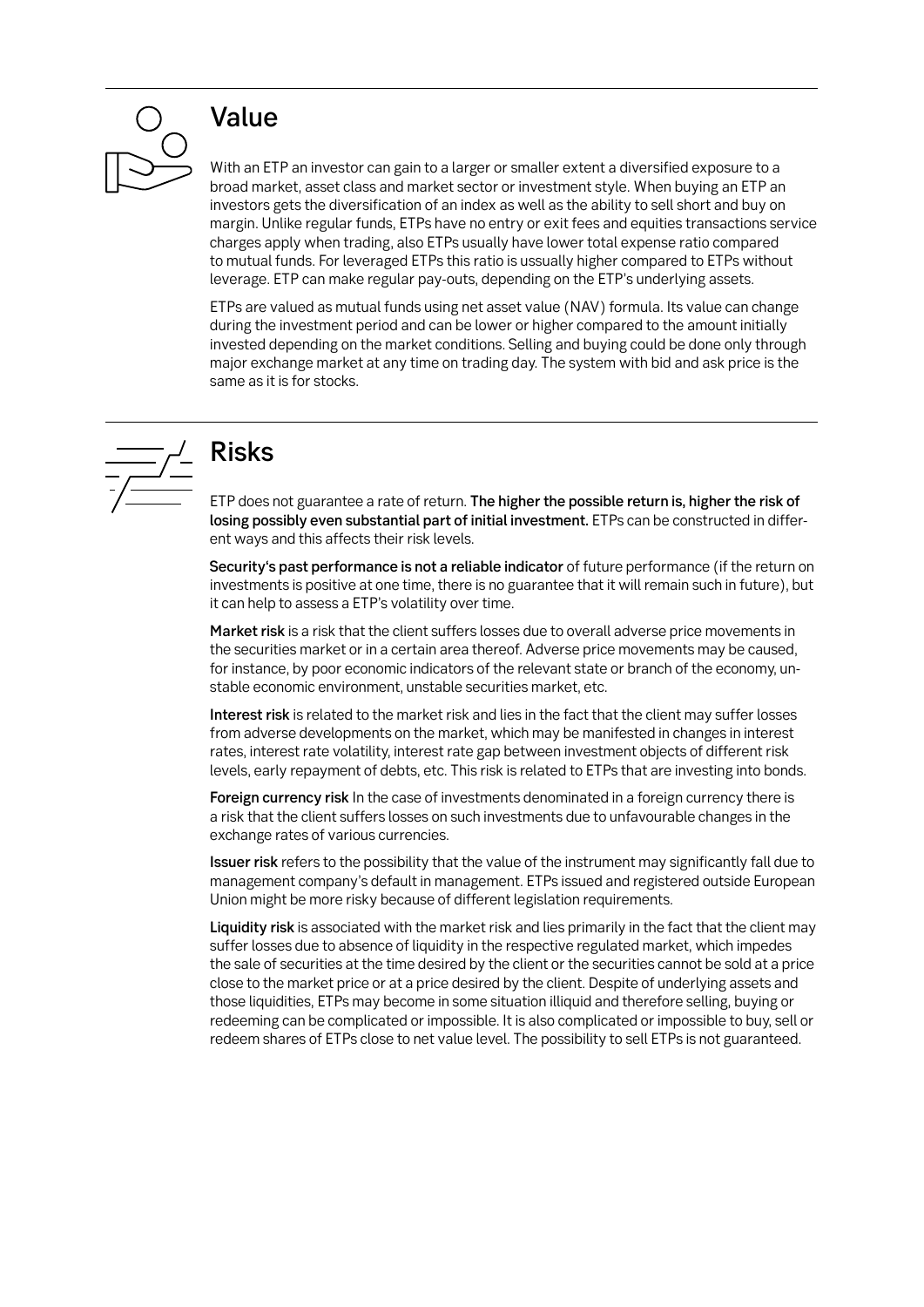## Value

With an ETP an investor can gain to a larger or smaller extent a diversified exposure to a broad market, asset class and market sector or investment style. When buying an ETP an investors gets the diversification of an index as well as the ability to sell short and buy on margin. Unlike regular funds, ETPs have no entry or exit fees and equities transactions service charges apply when trading, also ETPs usually have lower total expense ratio compared to mutual funds. For leveraged ETPs this ratio is ussually higher compared to ETPs without leverage. ETP can make regular pay-outs, depending on the ETP's underlying assets.

ETPs are valued as mutual funds using net asset value (NAV) formula. Its value can change during the investment period and can be lower or higher compared to the amount initially invested depending on the market conditions. Selling and buying could be done only through major exchange market at any time on trading day. The system with bid and ask price is the same as it is for stocks.

## Risks

ETP does not guarantee a rate of return. **The higher the possible return is, higher the risk of losing possibly even substantial part of initial investment.** ETPs can be constructed in different ways and this affects their risk levels.

**Security's past performance is not a reliable indicator** of future performance (if the return on investments is positive at one time, there is no guarantee that it will remain such in future), but it can help to assess a ETP's volatility over time.

**Market risk** is a risk that the client suffers losses due to overall adverse price movements in the securities market or in a certain area thereof. Adverse price movements may be caused, for instance, by poor economic indicators of the relevant state or branch of the economy, unstable economic environment, unstable securities market, etc.

**Interest risk** is related to the market risk and lies in the fact that the client may suffer losses from adverse developments on the market, which may be manifested in changes in interest rates, interest rate volatility, interest rate gap between investment objects of different risk levels, early repayment of debts, etc. This risk is related to ETPs that are investing into bonds.

**Foreign currency risk** In the case of investments denominated in a foreign currency there is a risk that the client suffers losses on such investments due to unfavourable changes in the exchange rates of various currencies.

**Issuer risk** refers to the possibility that the value of the instrument may significantly fall due to management company's default in management. ETPs issued and registered outside European Union might be more risky because of different legislation requirements.

**Liquidity risk** is associated with the market risk and lies primarily in the fact that the client may suffer losses due to absence of liquidity in the respective regulated market, which impedes the sale of securities at the time desired by the client or the securities cannot be sold at a price close to the market price or at a price desired by the client. Despite of underlying assets and those liquidities, ETPs may become in some situation illiquid and therefore selling, buying or redeeming can be complicated or impossible. It is also complicated or impossible to buy, sell or redeem shares of ETPs close to net value level. The possibility to sell ETPs is not guaranteed.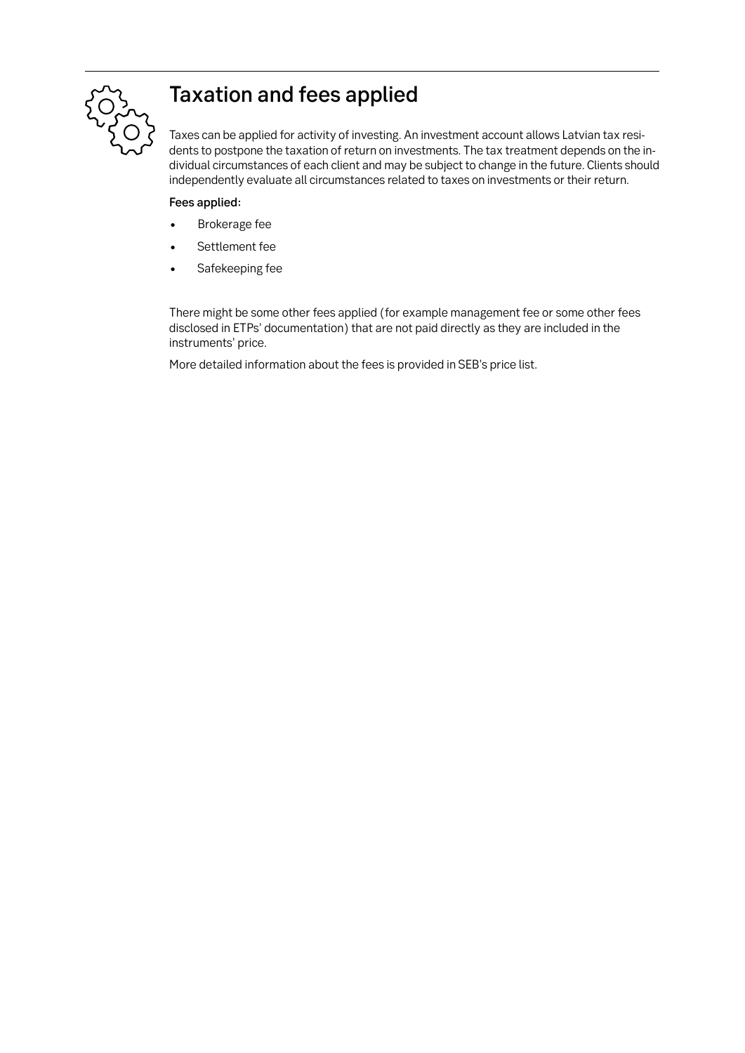## Taxation and fees applied

Taxes can be applied for activity of investing. An investment account allows Latvian tax residents to postpone the taxation of return on investments. The tax treatment depends on the individual circumstances of each client and may be subject to change in the future. Clients should independently evaluate all circumstances related to taxes on investments or their return.

**Fees applied:**

- Brokerage fee
- Settlement fee
- Safekeeping fee

There might be some other fees applied (for example management fee or some other fees disclosed in ETPs' documentation) that are not paid directly as they are included in the instruments' price.

More detailed information about the fees is provided in SEB's price list.